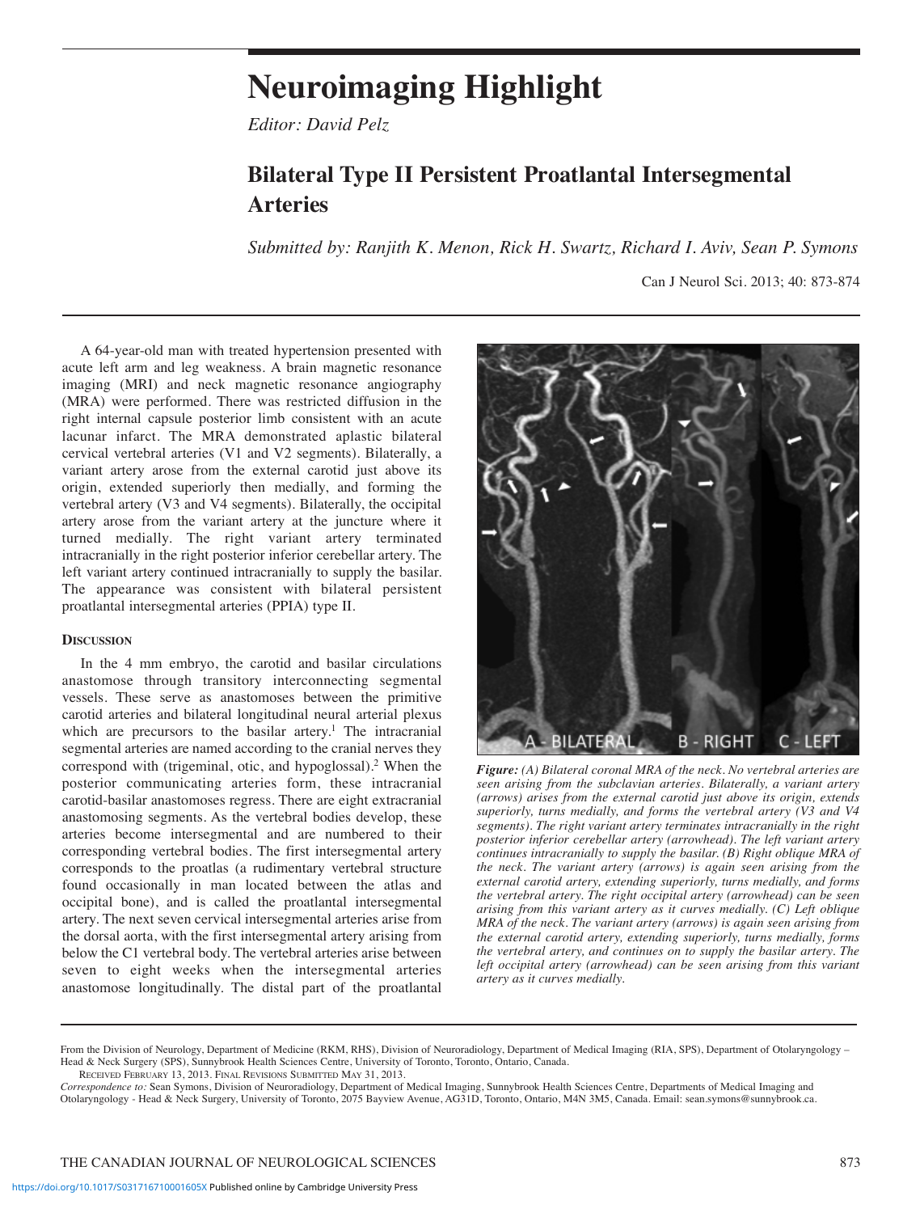# Neuroimaging Highlight

*Editor: David Pelz*

## Bilateral Type II Persistent Proatlantal Intersegmental Arteries

*Submitted by: Ranjith K. Menon, Rick H. Swartz, Richard I. Aviv, Sean P. Symons*

A 64-year-old man with treated hypertension presented with acute left arm and leg weakness. A brain magnetic resonance imaging (MRI) and neck magnetic resonance angiography (MRA) were performed. There was restricted diffusion in the right internal capsule posterior limb consistent with an acute lacunar infarct. The MRA demonstrated aplastic bilateral cervical vertebral arteries (V1 and V2 segments). Bilaterally, a variant artery arose from the external carotid just above its origin, extended superiorly then medially, and forming the vertebral artery (V3 and V4 segments). Bilaterally, the occipital artery arose from the variant artery at the juncture where it turned medially. The right variant artery terminated intracranially in the right posterior inferior cerebellar artery. The left variant artery continued intracranially to supply the basilar. The appearance was consistent with bilateral persistent proatlantal intersegmental arteries (PPIA) type II.

A - BILATERAL
B - RIGHT
C - LEFT

***Figure:*** *(A) Bilateral coronal MRA of the neck. No vertebral arteries are seen arising from the subclavian arteries. Bilaterally, a variant artery (arrows) arises from the external carotid just above its origin, extends superiorly, turns medially, and forms the vertebral artery (V3 and V4 segments). The right variant artery terminates intracranially in the right posterior inferior cerebellar artery (arrowhead). The left variant artery continues intracranially to supply the basilar. (B) Right oblique MRA of the neck. The variant artery (arrows) is again seen arising from the external carotid artery, extending superiorly, turns medially, and forms the vertebral artery. The right occipital artery (arrowhead) can be seen arising from this variant artery as it curves medially. (C) Left oblique MRA of the neck. The variant artery (arrows) is again seen arising from the external carotid artery, extending superiorly, turns medially, forms the vertebral artery, and continues on to supply the basilar artery. The left occipital artery (arrowhead) can be seen arising from this variant artery as it curves medially.*

### Discussion

In the 4 mm embryo, the carotid and basilar circulations anastomose through transitory interconnecting segmental vessels. These serve as anastomoses between the primitive carotid arteries and bilateral longitudinal neural arterial plexus which are precursors to the basilar artery.[1] The intracranial segmental arteries are named according to the cranial nerves they correspond with (trigeminal, otic, and hypoglossal).[2] When the posterior communicating arteries form, these intracranial carotid-basilar anastomoses regress. There are eight extracranial anastomosing segments. As the vertebral bodies develop, these arteries become intersegmental and are numbered to their corresponding vertebral bodies. The first intersegmental artery corresponds to the proatlas (a rudimentary vertebral structure found occasionally in man located between the atlas and occipital bone), and is called the proatlantal intersegmental artery. The next seven cervical intersegmental arteries arise from the dorsal aorta, with the first intersegmental artery arising from below the C1 vertebral body. The vertebral arteries arise between seven to eight weeks when the intersegmental arteries anastomose longitudinally. The distal part of the proatlantal

From the Division of Neurology, Department of Medicine (RKM, RHS), Division of Neuroradiology, Department of Medical Imaging (RIA, SPS), Department of Otolaryngology – Head & Neck Surgery (SPS), Sunnybrook Health Sciences Centre, University of Toronto, Toronto, Ontario, Canada.

Received February 13, 2013. Final Revisions Submitted May 31, 2013.

*Correspondence to:* Sean Symons, Division of Neuroradiology, Department of Medical Imaging, Sunnybrook Health Sciences Centre, Departments of Medical Imaging and Otolaryngology - Head & Neck Surgery, University of Toronto, 2075 Bayview Avenue, AG31D, Toronto, Ontario, M4N 3M5, Canada. Email: sean.symons@sunnybrook.ca.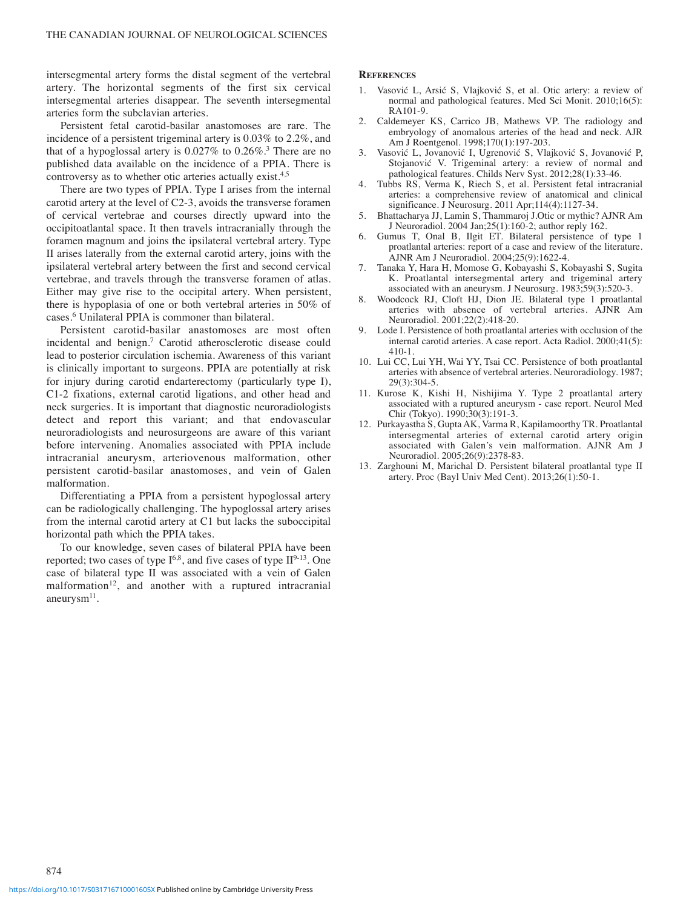intersegmental artery forms the distal segment of the vertebral artery. The horizontal segments of the first six cervical intersegmental arteries disappear. The seventh intersegmental arteries form the subclavian arteries.

Persistent fetal carotid-basilar anastomoses are rare. The incidence of a persistent trigeminal artery is 0.03% to 2.2%, and that of a hypoglossal artery is 0.027% to 0.26%.[3] There are no published data available on the incidence of a PPIA. There is controversy as to whether otic arteries actually exist.[4,5]

There are two types of PPIA. Type I arises from the internal carotid artery at the level of C2-3, avoids the transverse foramen of cervical vertebrae and courses directly upward into the occipitoatlantal space. It then travels intracranially through the foramen magnum and joins the ipsilateral vertebral artery. Type II arises laterally from the external carotid artery, joins with the ipsilateral vertebral artery between the first and second cervical vertebrae, and travels through the transverse foramen of atlas. Either may give rise to the occipital artery. When persistent, there is hypoplasia of one or both vertebral arteries in 50% of cases.[6] Unilateral PPIA is commoner than bilateral.

Persistent carotid-basilar anastomoses are most often incidental and benign.[7] Carotid atherosclerotic disease could lead to posterior circulation ischemia. Awareness of this variant is clinically important to surgeons. PPIA are potentially at risk for injury during carotid endarterectomy (particularly type I), C1-2 fixations, external carotid ligations, and other head and neck surgeries. It is important that diagnostic neuroradiologists detect and report this variant; and that endovascular neuroradiologists and neurosurgeons are aware of this variant before intervening. Anomalies associated with PPIA include intracranial aneurysm, arteriovenous malformation, other persistent carotid-basilar anastomoses, and vein of Galen malformation.

Differentiating a PPIA from a persistent hypoglossal artery can be radiologically challenging. The hypoglossal artery arises from the internal carotid artery at C1 but lacks the suboccipital horizontal path which the PPIA takes.

To our knowledge, seven cases of bilateral PPIA have been reported; two cases of type I[6,8], and five cases of type II[9-13]. One case of bilateral type II was associated with a vein of Galen malformation[12], and another with a ruptured intracranial aneurysm[11].

## References

1. Vasović L, Arsić S, Vlajković S, et al. Otic artery: a review of normal and pathological features. Med Sci Monit. 2010;16(5): RA101-9.
2. Caldemeyer KS, Carrico JB, Mathews VP. The radiology and embryology of anomalous arteries of the head and neck. AJR Am J Roentgenol. 1998;170(1):197-203.
3. Vasović L, Jovanović I, Ugrenović S, Vlajković S, Jovanović P, Stojanović V. Trigeminal artery: a review of normal and pathological features. Childs Nerv Syst. 2012;28(1):33-46.
4. Tubbs RS, Verma K, Riech S, et al. Persistent fetal intracranial arteries: a comprehensive review of anatomical and clinical significance. J Neurosurg. 2011 Apr;114(4):1127-34.
5. Bhattacharya JJ, Lamin S, Thammaroj J.Otic or mythic? AJNR Am J Neuroradiol. 2004 Jan;25(1):160-2; author reply 162.
6. Gumus T, Onal B, Ilgit ET. Bilateral persistence of type 1 proatlantal arteries: report of a case and review of the literature. AJNR Am J Neuroradiol. 2004;25(9):1622-4.
7. Tanaka Y, Hara H, Momose G, Kobayashi S, Kobayashi S, Sugita K. Proatlantal intersegmental artery and trigeminal artery associated with an aneurysm. J Neurosurg. 1983;59(3):520-3.
8. Woodcock RJ, Cloft HJ, Dion JE. Bilateral type 1 proatlantal arteries with absence of vertebral arteries. AJNR Am Neuroradiol. 2001;22(2):418-20.
9. Lode I. Persistence of both proatlantal arteries with occlusion of the internal carotid arteries. A case report. Acta Radiol. 2000;41(5): 410-1.
10. Lui CC, Lui YH, Wai YY, Tsai CC. Persistence of both proatlantal arteries with absence of vertebral arteries. Neuroradiology. 1987; 29(3):304-5.
11. Kurose K, Kishi H, Nishijima Y. Type 2 proatlantal artery associated with a ruptured aneurysm - case report. Neurol Med Chir (Tokyo). 1990;30(3):191-3.
12. Purkayastha S, Gupta AK, Varma R, Kapilamoorthy TR. Proatlantal intersegmental arteries of external carotid artery origin associated with Galen's vein malformation. AJNR Am J Neuroradiol. 2005;26(9):2378-83.
13. Zarghouni M, Marichal D. Persistent bilateral proatlantal type II artery. Proc (Bayl Univ Med Cent). 2013;26(1):50-1.